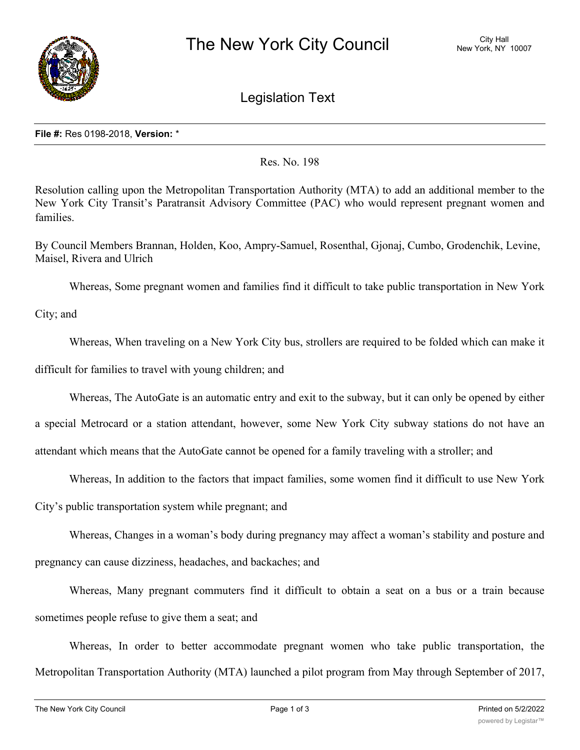# The New York City Council

City Hall
New York, NY 10007

## Legislation Text

**File #:** Res 0198-2018, **Version:** *

Res. No. 198

Resolution calling upon the Metropolitan Transportation Authority (MTA) to add an additional member to the New York City Transit's Paratransit Advisory Committee (PAC) who would represent pregnant women and families.

By Council Members Brannan, Holden, Koo, Ampry-Samuel, Rosenthal, Gjonaj, Cumbo, Grodenchik, Levine, Maisel, Rivera and Ulrich

Whereas, Some pregnant women and families find it difficult to take public transportation in New York City; and

Whereas, When traveling on a New York City bus, strollers are required to be folded which can make it difficult for families to travel with young children; and

Whereas, The AutoGate is an automatic entry and exit to the subway, but it can only be opened by either a special Metrocard or a station attendant, however, some New York City subway stations do not have an attendant which means that the AutoGate cannot be opened for a family traveling with a stroller; and

Whereas, In addition to the factors that impact families, some women find it difficult to use New York City's public transportation system while pregnant; and

Whereas, Changes in a woman's body during pregnancy may affect a woman's stability and posture and pregnancy can cause dizziness, headaches, and backaches; and

Whereas, Many pregnant commuters find it difficult to obtain a seat on a bus or a train because sometimes people refuse to give them a seat; and

Whereas, In order to better accommodate pregnant women who take public transportation, the Metropolitan Transportation Authority (MTA) launched a pilot program from May through September of 2017,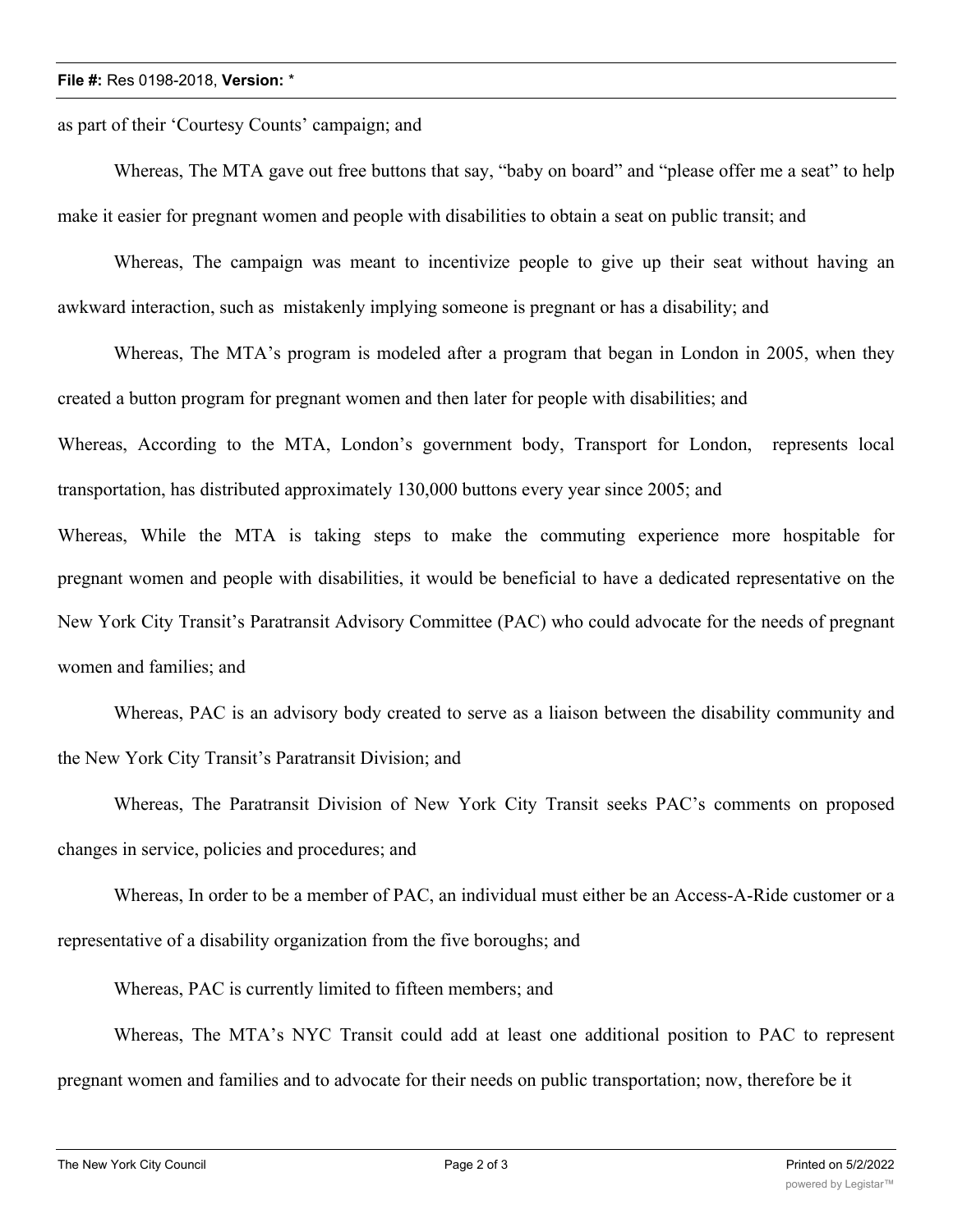as part of their 'Courtesy Counts' campaign; and

Whereas, The MTA gave out free buttons that say, "baby on board" and "please offer me a seat" to help make it easier for pregnant women and people with disabilities to obtain a seat on public transit; and

Whereas, The campaign was meant to incentivize people to give up their seat without having an awkward interaction, such as mistakenly implying someone is pregnant or has a disability; and

Whereas, The MTA's program is modeled after a program that began in London in 2005, when they created a button program for pregnant women and then later for people with disabilities; and

Whereas, According to the MTA, London's government body, Transport for London, represents local transportation, has distributed approximately 130,000 buttons every year since 2005; and

Whereas, While the MTA is taking steps to make the commuting experience more hospitable for pregnant women and people with disabilities, it would be beneficial to have a dedicated representative on the New York City Transit's Paratransit Advisory Committee (PAC) who could advocate for the needs of pregnant women and families; and

Whereas, PAC is an advisory body created to serve as a liaison between the disability community and the New York City Transit's Paratransit Division; and

Whereas, The Paratransit Division of New York City Transit seeks PAC's comments on proposed changes in service, policies and procedures; and

Whereas, In order to be a member of PAC, an individual must either be an Access-A-Ride customer or a representative of a disability organization from the five boroughs; and

Whereas, PAC is currently limited to fifteen members; and

Whereas, The MTA's NYC Transit could add at least one additional position to PAC to represent pregnant women and families and to advocate for their needs on public transportation; now, therefore be it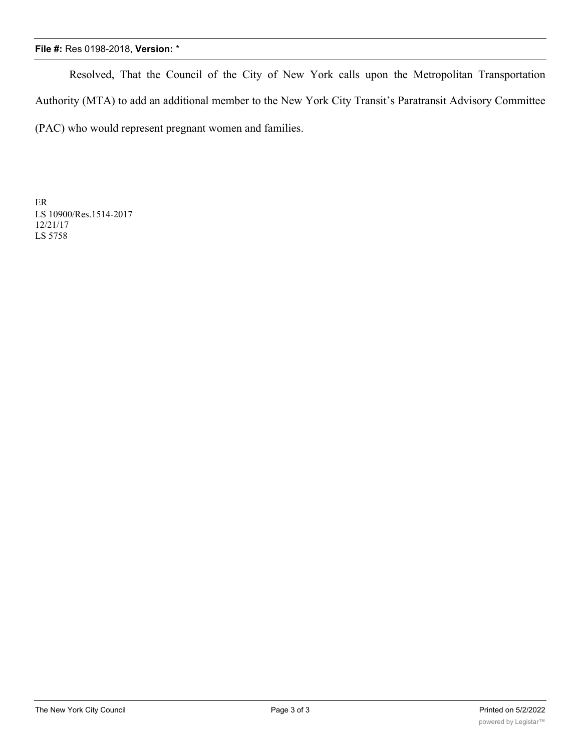Resolved, That the Council of the City of New York calls upon the Metropolitan Transportation Authority (MTA) to add an additional member to the New York City Transit's Paratransit Advisory Committee (PAC) who would represent pregnant women and families.

ER
LS 10900/Res.1514-2017
12/21/17
LS 5758